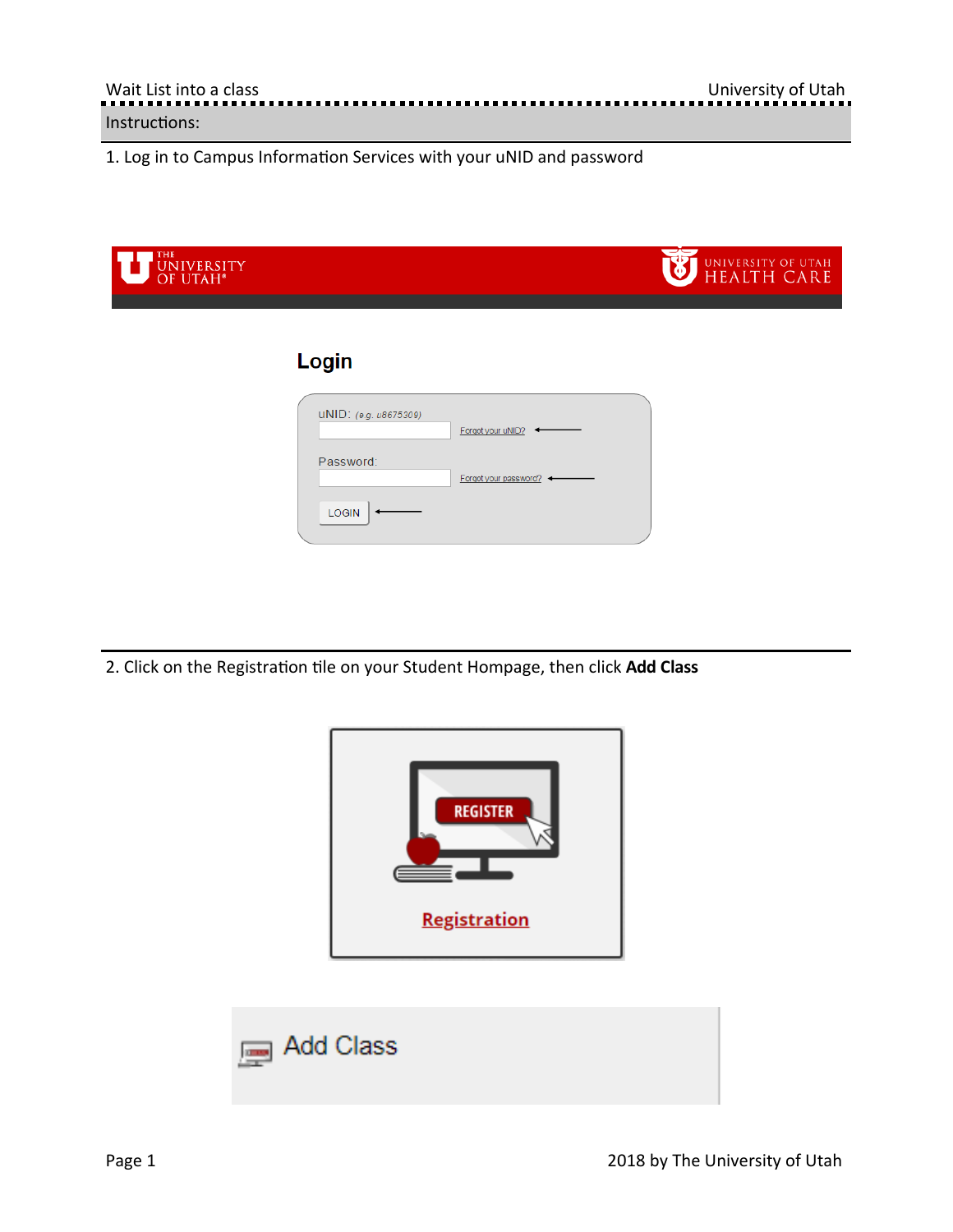Instructions:

1. Log in to Campus Information Services with your uNID and password

2. Click on the Registration tile on your Student Hompage, then click **Add Class**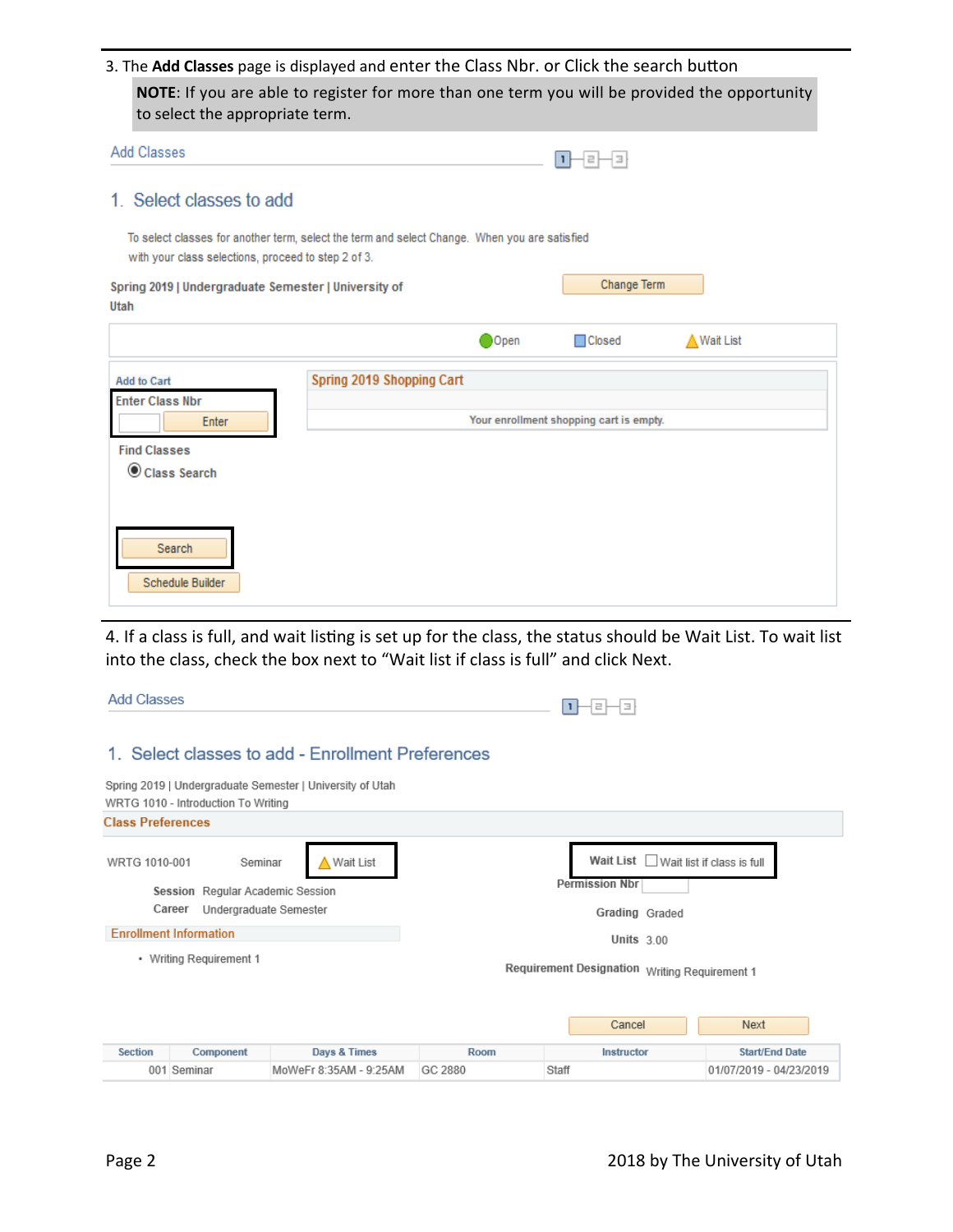3. The **Add Classes** page is displayed and enter the Class Nbr. or Click the search button

> **NOTE**: If you are able to register for more than one term you will be provided the opportunity to select the appropriate term.

Add Classes

1. Select classes to add

To select classes for another term, select the term and select Change. When you are satisfied with your class selections, proceed to step 2 of 3.

Spring 2019 | Undergraduate Semester | University of Utah

Change Term

Open  Closed  Wait List

Add to Cart

Enter Class Nbr

Enter

Find Classes

Class Search

Search

Schedule Builder

Spring 2019 Shopping Cart

Your enrollment shopping cart is empty.

4. If a class is full, and wait listing is set up for the class, the status should be Wait List. To wait list into the class, check the box next to "Wait list if class is full" and click Next.

Add Classes

1. Select classes to add - Enrollment Preferences

Spring 2019 | Undergraduate Semester | University of Utah

WRTG 1010 - Introduction To Writing

Class Preferences

WRTG 1010-001  Seminar  Wait List

Session  Regular Academic Session

Career  Undergraduate Semester

Wait List  Wait list if class is full

Permission Nbr

Grading  Graded

Units  3.00

Enrollment Information

- Writing Requirement 1

Requirement Designation  Writing Requirement 1

Cancel  Next

| Section | Component | Days & Times | Room | Instructor | Start/End Date |
|---|---|---|---|---|---|
| 001 | Seminar | MoWeFr 8:35AM - 9:25AM | GC 2880 | Staff | 01/07/2019 - 04/23/2019 |

2018 by The University of Utah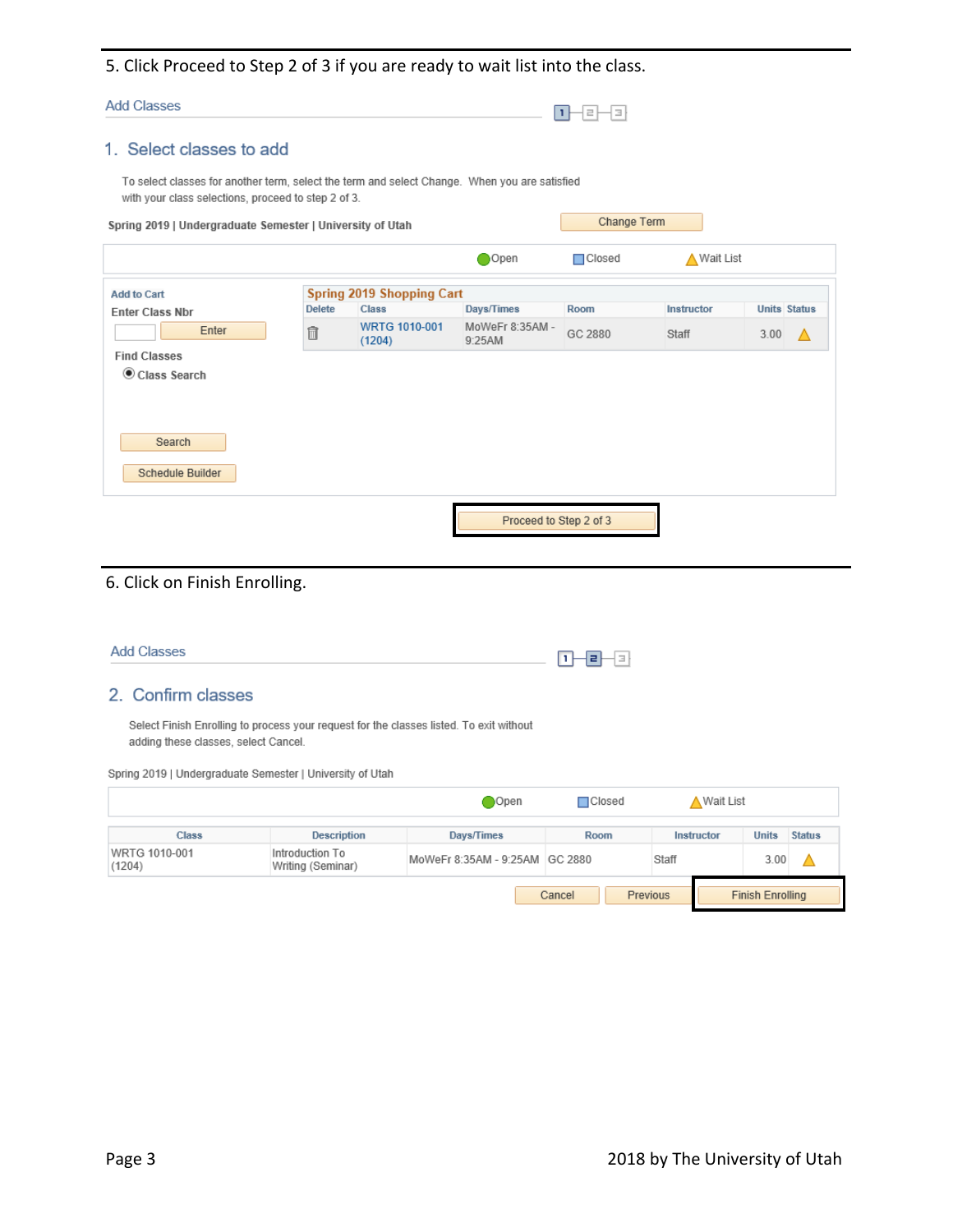5. Click Proceed to Step 2 of 3 if you are ready to wait list into the class.

Add Classes

1. Select classes to add

To select classes for another term, select the term and select Change. When you are satisfied with your class selections, proceed to step 2 of 3.

Spring 2019 | Undergraduate Semester | University of Utah

Change Term

Open | Closed | Wait List

Add to Cart

Enter Class Nbr

Enter

Find Classes

Class Search

Search

Schedule Builder

**Spring 2019 Shopping Cart**

| Delete | Class | Days/Times | Room | Instructor | Units | Status |
|---|---|---|---|---|---|---|
| | WRTG 1010-001 (1204) | MoWeFr 8:35AM - 9:25AM | GC 2880 | Staff | 3.00 | Wait List |

Proceed to Step 2 of 3

6. Click on Finish Enrolling.

Add Classes

2. Confirm classes

Select Finish Enrolling to process your request for the classes listed. To exit without adding these classes, select Cancel.

Spring 2019 | Undergraduate Semester | University of Utah

Open | Closed | Wait List

| Class | Description | Days/Times | Room | Instructor | Units | Status |
|---|---|---|---|---|---|---|
| WRTG 1010-001 (1204) | Introduction To Writing (Seminar) | MoWeFr 8:35AM - 9:25AM | GC 2880 | Staff | 3.00 | Wait List |

Cancel | Previous | Finish Enrolling

2018 by The University of Utah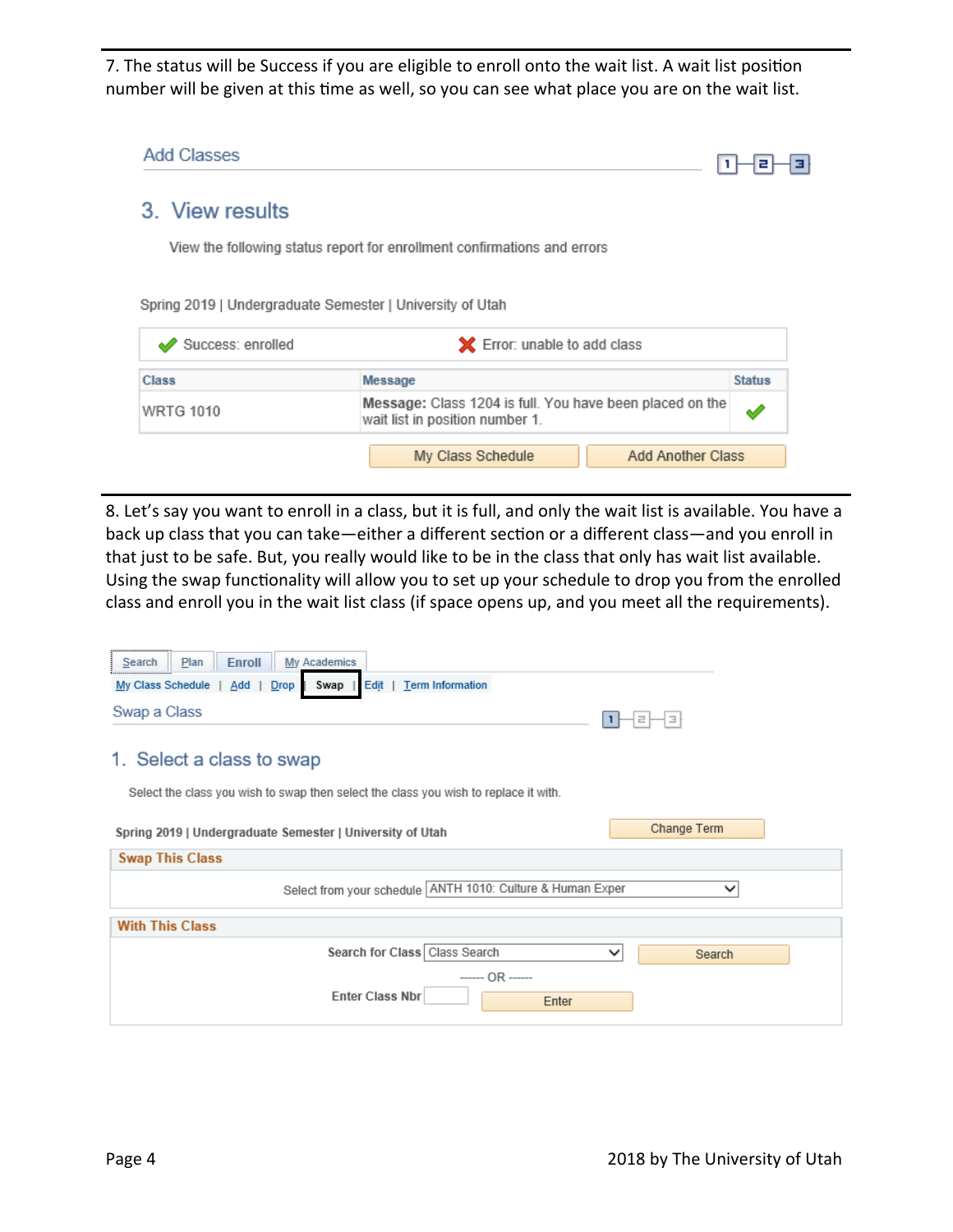7. The status will be Success if you are eligible to enroll onto the wait list. A wait list position number will be given at this time as well, so you can see what place you are on the wait list.

Add Classes

## 3. View results

View the following status report for enrollment confirmations and errors

Spring 2019 | Undergraduate Semester | University of Utah

✔ Success: enrolled ✖ Error: unable to add class

| Class | Message | Status |
|---|---|---|
| WRTG 1010 | **Message:** Class 1204 is full. You have been placed on the wait list in position number 1. | ✔ |

My Class Schedule | Add Another Class

8. Let's say you want to enroll in a class, but it is full, and only the wait list is available. You have a back up class that you can take—either a different section or a different class—and you enroll in that just to be safe. But, you really would like to be in the class that only has wait list available. Using the swap functionality will allow you to set up your schedule to drop you from the enrolled class and enroll you in the wait list class (if space opens up, and you meet all the requirements).

Search | Plan | Enroll | My Academics

My Class Schedule | Add | Drop | Swap | Edit | Term Information

Swap a Class

## 1. Select a class to swap

Select the class you wish to swap then select the class you wish to replace it with.

Spring 2019 | Undergraduate Semester | University of Utah — Change Term

**Swap This Class**

Select from your schedule: ANTH 1010: Culture & Human Exper

**With This Class**

Search for Class: Class Search — Search

------ OR ------

Enter Class Nbr: — Enter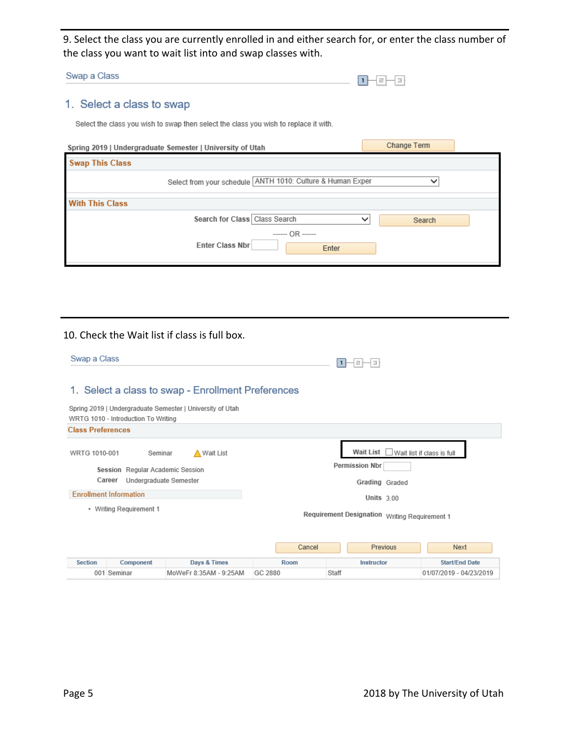9. Select the class you are currently enrolled in and either search for, or enter the class number of the class you want to wait list into and swap classes with.

Swap a Class

## 1. Select a class to swap

Select the class you wish to swap then select the class you wish to replace it with.

Spring 2019 | Undergraduate Semester | University of Utah

Change Term

**Swap This Class**

Select from your schedule: ANTH 1010: Culture & Human Exper

**With This Class**

Search for Class: Class Search — Search

------ OR ------

Enter Class Nbr: — Enter

10. Check the Wait list if class is full box.

Swap a Class

## 1. Select a class to swap - Enrollment Preferences

Spring 2019 | Undergraduate Semester | University of Utah

WRTG 1010 - Introduction To Writing

**Class Preferences**

WRTG 1010-001 Seminar Wait List

**Session** Regular Academic Session

**Career** Undergraduate Semester

**Enrollment Information**

- Writing Requirement 1

**Wait List** ☐ Wait list if class is full

**Permission Nbr**

**Grading** Graded

**Units** 3.00

**Requirement Designation** Writing Requirement 1

Cancel | Previous | Next

| Section | Component | Days & Times | Room | Instructor | Start/End Date |
|---|---|---|---|---|---|
| 001 | Seminar | MoWeFr 8:35AM - 9:25AM | GC 2880 | Staff | 01/07/2019 - 04/23/2019 |

2018 by The University of Utah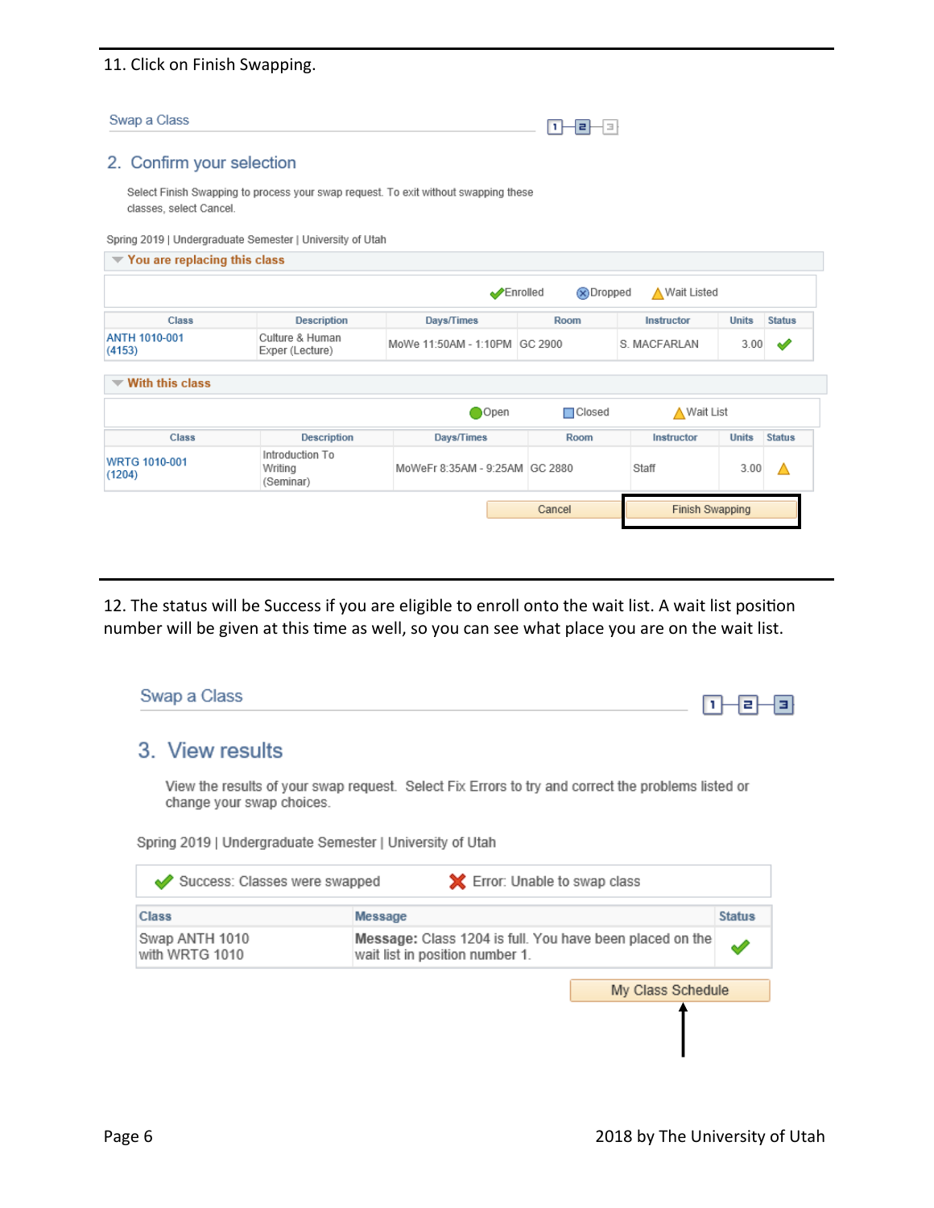11. Click on Finish Swapping.

Swap a Class

## 2. Confirm your selection

Select Finish Swapping to process your swap request. To exit without swapping these classes, select Cancel.

Spring 2019 | Undergraduate Semester | University of Utah

**You are replacing this class**

Enrolled | Dropped | Wait Listed

| Class | Description | Days/Times | Room | Instructor | Units | Status |
|---|---|---|---|---|---|---|
| ANTH 1010-001 (4153) | Culture & Human Exper (Lecture) | MoWe 11:50AM - 1:10PM | GC 2900 | S. MACFARLAN | 3.00 | Enrolled |

**With this class**

Open | Closed | Wait List

| Class | Description | Days/Times | Room | Instructor | Units | Status |
|---|---|---|---|---|---|---|
| WRTG 1010-001 (1204) | Introduction To Writing (Seminar) | MoWeFr 8:35AM - 9:25AM | GC 2880 | Staff | 3.00 | Wait List |

Cancel | Finish Swapping

12. The status will be Success if you are eligible to enroll onto the wait list. A wait list position number will be given at this time as well, so you can see what place you are on the wait list.

Swap a Class

## 3. View results

View the results of your swap request. Select Fix Errors to try and correct the problems listed or change your swap choices.

Spring 2019 | Undergraduate Semester | University of Utah

Success: Classes were swapped | Error: Unable to swap class

| Class | Message | Status |
|---|---|---|
| Swap ANTH 1010 with WRTG 1010 | **Message:** Class 1204 is full. You have been placed on the wait list in position number 1. | Success |

My Class Schedule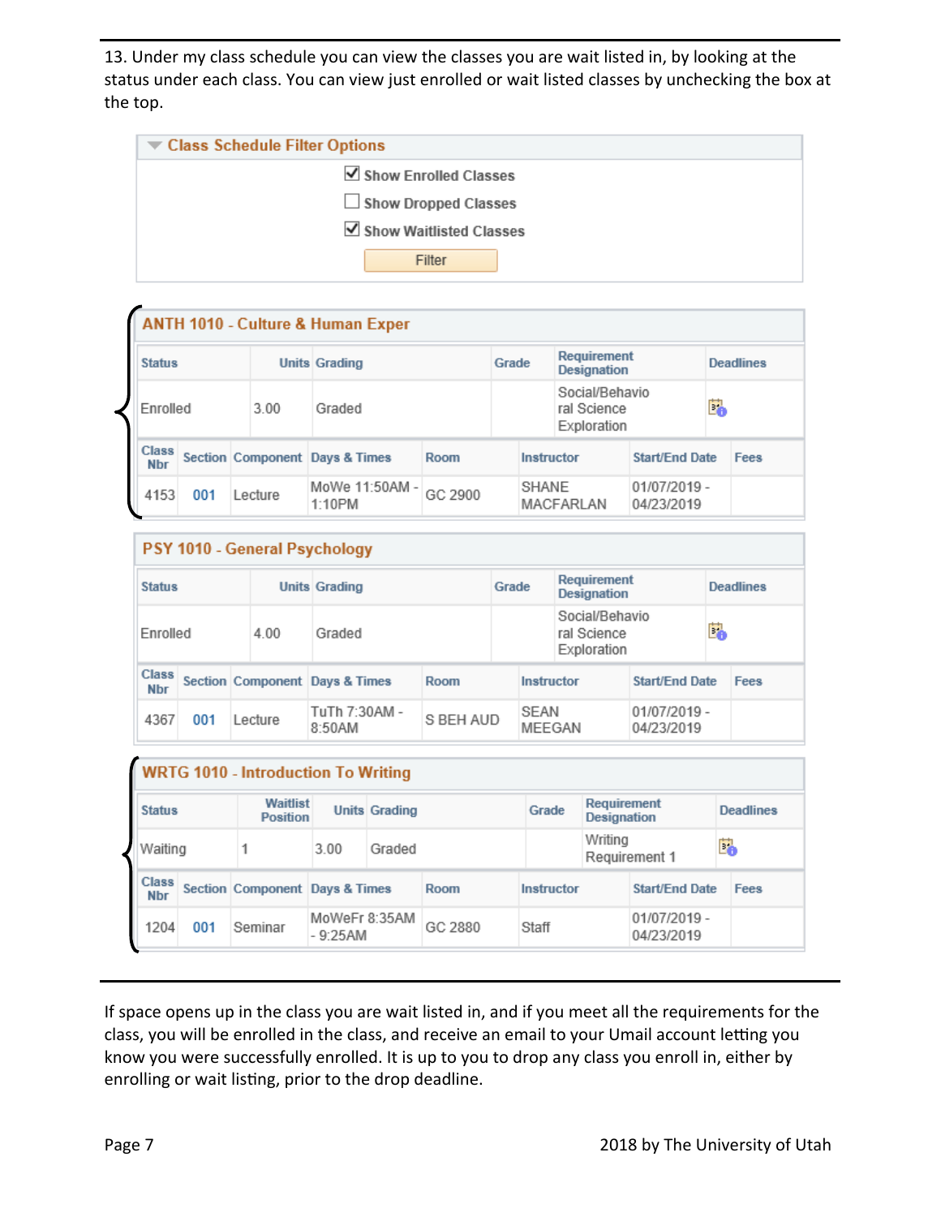13. Under my class schedule you can view the classes you are wait listed in, by looking at the status under each class. You can view just enrolled or wait listed classes by unchecking the box at the top.

**Class Schedule Filter Options**

- [x] Show Enrolled Classes
- [ ] Show Dropped Classes
- [x] Show Waitlisted Classes

Filter

**ANTH 1010 - Culture & Human Exper**

| Status | Units | Grading | Grade | Requirement Designation | Deadlines |
|---|---|---|---|---|---|
| Enrolled | 3.00 | Graded | | Social/Behavioral Science Exploration | |

| Class Nbr | Section | Component | Days & Times | Room | Instructor | Start/End Date | Fees |
|---|---|---|---|---|---|---|---|
| 4153 | 001 | Lecture | MoWe 11:50AM - 1:10PM | GC 2900 | SHANE MACFARLAN | 01/07/2019 - 04/23/2019 | |

**PSY 1010 - General Psychology**

| Status | Units | Grading | Grade | Requirement Designation | Deadlines |
|---|---|---|---|---|---|
| Enrolled | 4.00 | Graded | | Social/Behavioral Science Exploration | |

| Class Nbr | Section | Component | Days & Times | Room | Instructor | Start/End Date | Fees |
|---|---|---|---|---|---|---|---|
| 4367 | 001 | Lecture | TuTh 7:30AM - 8:50AM | S BEH AUD | SEAN MEEGAN | 01/07/2019 - 04/23/2019 | |

**WRTG 1010 - Introduction To Writing**

| Status | Waitlist Position | Units | Grading | Grade | Requirement Designation | Deadlines |
|---|---|---|---|---|---|---|
| Waiting | 1 | 3.00 | Graded | | Writing Requirement 1 | |

| Class Nbr | Section | Component | Days & Times | Room | Instructor | Start/End Date | Fees |
|---|---|---|---|---|---|---|---|
| 1204 | 001 | Seminar | MoWeFr 8:35AM - 9:25AM | GC 2880 | Staff | 01/07/2019 - 04/23/2019 | |

If space opens up in the class you are wait listed in, and if you meet all the requirements for the class, you will be enrolled in the class, and receive an email to your Umail account letting you know you were successfully enrolled. It is up to you to drop any class you enroll in, either by enrolling or wait listing, prior to the drop deadline.

2018 by The University of Utah